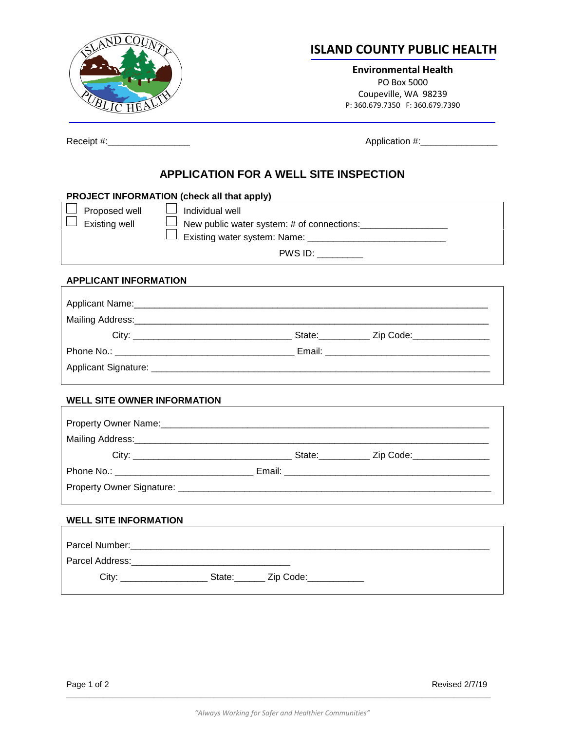# ISLAND COUNTY PUBLIC HEALTH

**Environmental Health**
PO Box 5000
Coupeville, WA 98239
P: 360.679.7350 F: 360.679.7390

Receipt #:________________ Application #:_______________

## APPLICATION FOR A WELL SITE INSPECTION

### PROJECT INFORMATION (check all that apply)

- ☐ Proposed well
- ☐ Existing well

- ☐ Individual well
- ☐ New public water system: # of connections:________________
- ☐ Existing water system: Name: ___________________________

PWS ID: _________

### APPLICANT INFORMATION

Applicant Name:______________________________________________________________________

Mailing Address:_____________________________________________________________________

City: _______________________________ State:__________ Zip Code:_______________

Phone No.: ___________________________________ Email: ________________________________

Applicant Signature: __________________________________________________________________

### WELL SITE OWNER INFORMATION

Property Owner Name:_________________________________________________________________

Mailing Address:_____________________________________________________________________

City: _______________________________ State:__________ Zip Code:_______________

Phone No.: ___________________________ Email: ________________________________________

Property Owner Signature: _____________________________________________________________

### WELL SITE INFORMATION

Parcel Number:______________________________________________________________________

Parcel Address:______________________________

City: ________________ State:______ Zip Code:___________

Revised 2/7/19

*"Always Working for Safer and Healthier Communities"*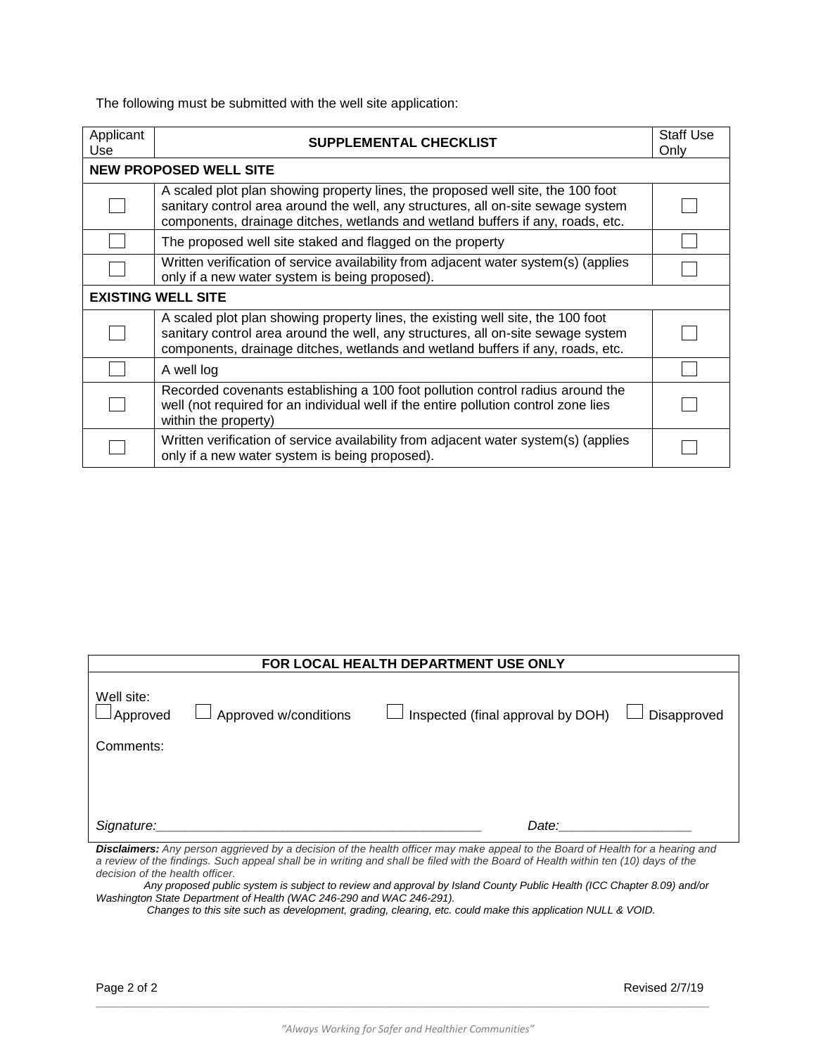The following must be submitted with the well site application:

| Applicant Use | SUPPLEMENTAL CHECKLIST | Staff Use Only |
|---|---|---|
| **NEW PROPOSED WELL SITE** | | |
| ☐ | A scaled plot plan showing property lines, the proposed well site, the 100 foot sanitary control area around the well, any structures, all on-site sewage system components, drainage ditches, wetlands and wetland buffers if any, roads, etc. | ☐ |
| ☐ | The proposed well site staked and flagged on the property | ☐ |
| ☐ | Written verification of service availability from adjacent water system(s) (applies only if a new water system is being proposed). | ☐ |
| **EXISTING WELL SITE** | | |
| ☐ | A scaled plot plan showing property lines, the existing well site, the 100 foot sanitary control area around the well, any structures, all on-site sewage system components, drainage ditches, wetlands and wetland buffers if any, roads, etc. | ☐ |
| ☐ | A well log | ☐ |
| ☐ | Recorded covenants establishing a 100 foot pollution control radius around the well (not required for an individual well if the entire pollution control zone lies within the property) | ☐ |
| ☐ | Written verification of service availability from adjacent water system(s) (applies only if a new water system is being proposed). | ☐ |

**FOR LOCAL HEALTH DEPARTMENT USE ONLY**

Well site:
☐ Approved ☐ Approved w/conditions ☐ Inspected (final approval by DOH) ☐ Disapproved

Comments:

*Signature:*______________________________________________ *Date:*__________________

***Disclaimers:*** *Any person aggrieved by a decision of the health officer may make appeal to the Board of Health for a hearing and a review of the findings. Such appeal shall be in writing and shall be filed with the Board of Health within ten (10) days of the decision of the health officer.*

*Any proposed public system is subject to review and approval by Island County Public Health (ICC Chapter 8.09) and/or Washington State Department of Health (WAC 246-290 and WAC 246-291).*

*Changes to this site such as development, grading, clearing, etc. could make this application NULL & VOID.*

Revised 2/7/19

*"Always Working for Safer and Healthier Communities"*